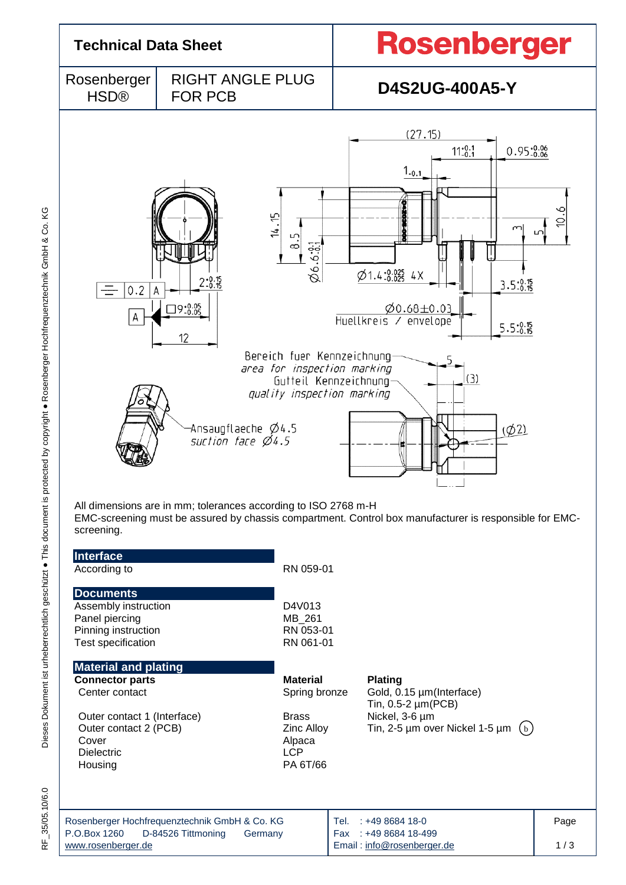# Technical Data Sheet

**Rosenberger**

| Rosenberger HSD® | RIGHT ANGLE PLUG FOR PCB | **D4S2UG-400A5-Y** |
|---|---|---|

All dimensions are in mm; tolerances according to ISO 2768 m-H

EMC-screening must be assured by chassis compartment. Control box manufacturer is responsible for EMC-screening.

## Interface

| | |
|---|---|
| According to | RN 059-01 |

## Documents

| | |
|---|---|
| Assembly instruction | D4V013 |
| Panel piercing | MB_261 |
| Pinning instruction | RN 053-01 |
| Test specification | RN 061-01 |

## Material and plating

| **Connector parts** | **Material** | **Plating** |
|---|---|---|
| Center contact | Spring bronze | Gold, 0.15 µm(Interface)<br>Tin, 0.5-2 µm(PCB) |
| Outer contact 1 (Interface) | Brass | Nickel, 3-6 µm |
| Outer contact 2 (PCB) | Zinc Alloy | Tin, 2-5 µm over Nickel 1-5 µm (b) |
| Cover | Alpaca | |
| Dielectric | LCP | |
| Housing | PA 6T/66 | |

Rosenberger Hochfrequenztechnik GmbH & Co. KG
P.O.Box 1260 D-84526 Tittmoning Germany
www.rosenberger.de

Tel. : +49 8684 18-0
Fax : +49 8684 18-499
Email : info@rosenberger.de

RF_35/05.10/6.0

Dieses Dokument ist urheberrechtlich geschützt ● This document is protected by copyright ● Rosenberger Hochfrequenztechnik GmbH & Co. KG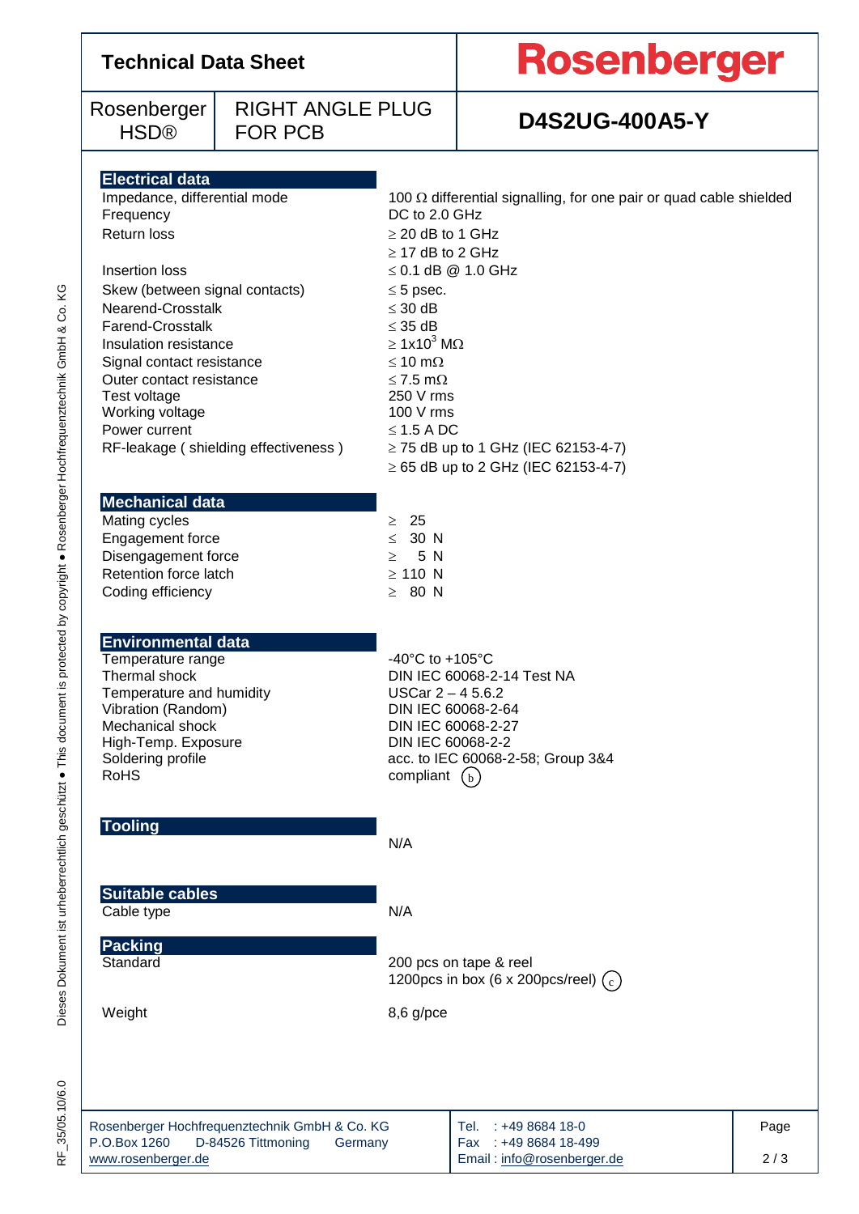# Technical Data Sheet

**Rosenberger**

| Rosenberger HSD® | RIGHT ANGLE PLUG FOR PCB | D4S2UG-400A5-Y |
|---|---|---|

## Electrical data

| | |
|---|---|
| Impedance, differential mode | 100 Ω differential signalling, for one pair or quad cable shielded |
| Frequency | DC to 2.0 GHz |
| Return loss | ≥ 20 dB to 1 GHz<br>≥ 17 dB to 2 GHz |
| Insertion loss | ≤ 0.1 dB @ 1.0 GHz |
| Skew (between signal contacts) | ≤ 5 psec. |
| Nearend-Crosstalk | ≤ 30 dB |
| Farend-Crosstalk | ≤ 35 dB |
| Insulation resistance | ≥ $1x10^3$ MΩ |
| Signal contact resistance | ≤ 10 mΩ |
| Outer contact resistance | ≤ 7.5 mΩ |
| Test voltage | 250 V rms |
| Working voltage | 100 V rms |
| Power current | ≤ 1.5 A DC |
| RF-leakage ( shielding effectiveness ) | ≥ 75 dB up to 1 GHz (IEC 62153-4-7)<br>≥ 65 dB up to 2 GHz (IEC 62153-4-7) |

## Mechanical data

| | |
|---|---|
| Mating cycles | ≥ 25 |
| Engagement force | ≤ 30 N |
| Disengagement force | ≥ 5 N |
| Retention force latch | ≥ 110 N |
| Coding efficiency | ≥ 80 N |

## Environmental data

| | |
|---|---|
| Temperature range | -40°C to +105°C |
| Thermal shock | DIN IEC 60068-2-14 Test NA |
| Temperature and humidity | USCar 2 – 4 5.6.2 |
| Vibration (Random) | DIN IEC 60068-2-64 |
| Mechanical shock | DIN IEC 60068-2-27 |
| High-Temp. Exposure | DIN IEC 60068-2-2 |
| Soldering profile | acc. to IEC 60068-2-58; Group 3&4 |
| RoHS | compliant (b) |

## Tooling

N/A

## Suitable cables

| | |
|---|---|
| Cable type | N/A |

## Packing

| | |
|---|---|
| Standard | 200 pcs on tape & reel<br>1200pcs in box (6 x 200pcs/reel) (c) |
| Weight | 8,6 g/pce |

Rosenberger Hochfrequenztechnik GmbH & Co. KG
P.O.Box 1260 D-84526 Tittmoning Germany
www.rosenberger.de

Tel. : +49 8684 18-0
Fax : +49 8684 18-499
Email : info@rosenberger.de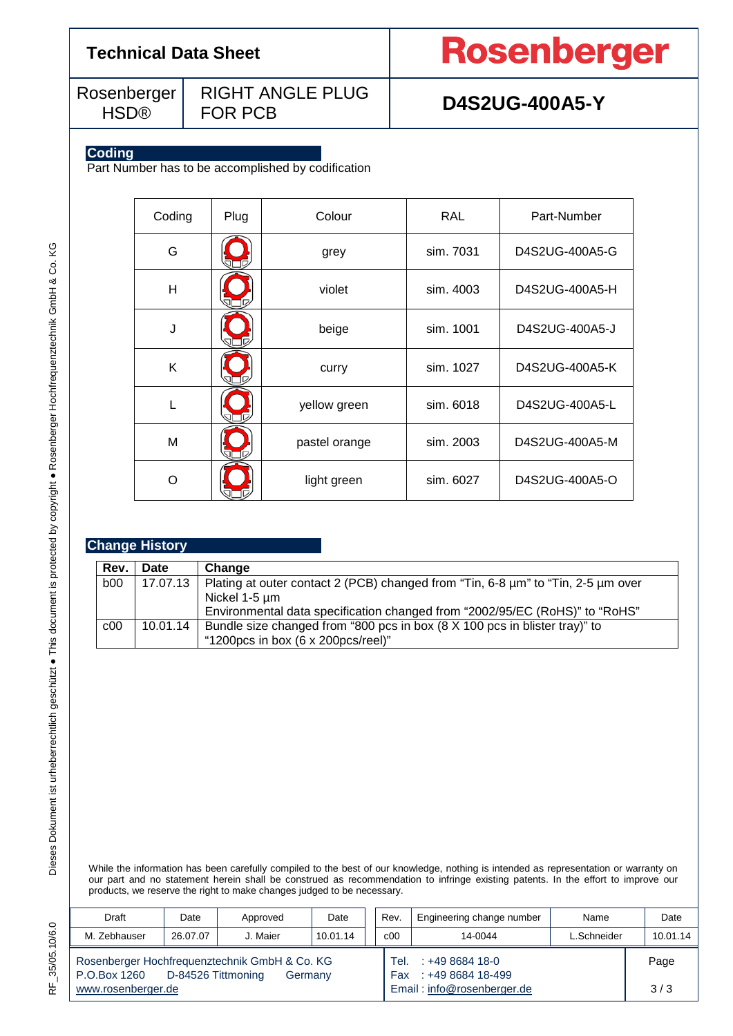# Technical Data Sheet

**Rosenberger**

| Rosenberger HSD® | RIGHT ANGLE PLUG FOR PCB | D4S2UG-400A5-Y |
|---|---|---|

## Coding

Part Number has to be accomplished by codification

| Coding | Plug | Colour | RAL | Part-Number |
|---|---|---|---|---|
| G | | grey | sim. 7031 | D4S2UG-400A5-G |
| H | | violet | sim. 4003 | D4S2UG-400A5-H |
| J | | beige | sim. 1001 | D4S2UG-400A5-J |
| K | | curry | sim. 1027 | D4S2UG-400A5-K |
| L | | yellow green | sim. 6018 | D4S2UG-400A5-L |
| M | | pastel orange | sim. 2003 | D4S2UG-400A5-M |
| O | | light green | sim. 6027 | D4S2UG-400A5-O |

## Change History

| Rev. | Date | Change |
|---|---|---|
| b00 | 17.07.13 | Plating at outer contact 2 (PCB) changed from "Tin, 6-8 µm" to "Tin, 2-5 µm over Nickel 1-5 µm<br>Environmental data specification changed from "2002/95/EC (RoHS)" to "RoHS" |
| c00 | 10.01.14 | Bundle size changed from "800 pcs in box (8 X 100 pcs in blister tray)" to "1200pcs in box (6 x 200pcs/reel)" |

While the information has been carefully compiled to the best of our knowledge, nothing is intended as representation or warranty on our part and no statement herein shall be construed as recommendation to infringe existing patents. In the effort to improve our products, we reserve the right to make changes judged to be necessary.

| Draft | Date | Approved | Date | Rev. | Engineering change number | Name | Date |
|---|---|---|---|---|---|---|---|
| M. Zebhauser | 26.07.07 | J. Maier | 10.01.14 | c00 | 14-0044 | L.Schneider | 10.01.14 |

Rosenberger Hochfrequenztechnik GmbH & Co. KG
P.O.Box 1260 D-84526 Tittmoning Germany
www.rosenberger.de

Tel. : +49 8684 18-0
Fax : +49 8684 18-499
Email : info@rosenberger.de